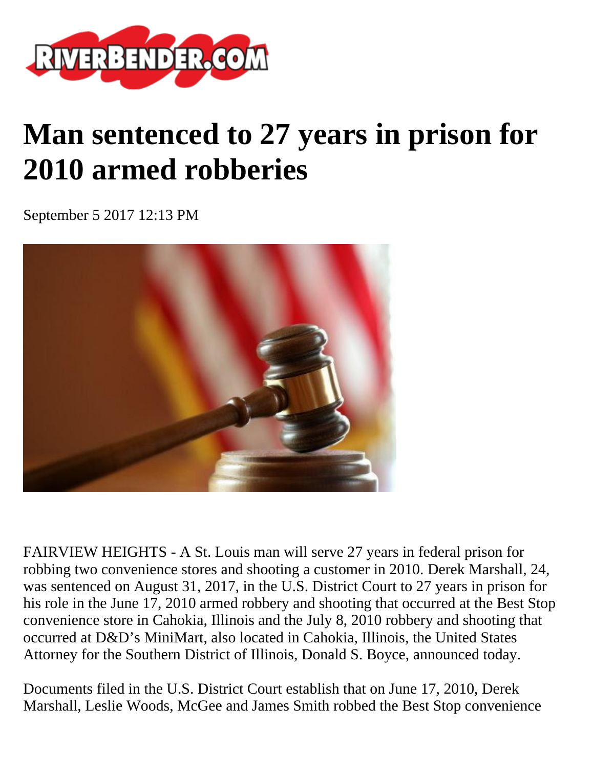# Man sentenced to 27 years in prison for 2010 armed robberies

September 5 2017 12:13 PM

FAIRVIEW HEIGHTS - A St. Louis man will serve 27 years in federal prison for robbing two convenience stores and shooting a customer in 2010. Derek Marshall, 24, was sentenced on August 31, 2017, in the U.S. District Court to 27 years in prison for his role in the June 17, 2010 armed robbery and shooting that occurred at the Best Stop convenience store in Cahokia, Illinois and the July 8, 2010 robbery and shooting that occurred at D&D's MiniMart, also located in Cahokia, Illinois, the United States Attorney for the Southern District of Illinois, Donald S. Boyce, announced today.

Documents filed in the U.S. District Court establish that on June 17, 2010, Derek Marshall, Leslie Woods, McGee and James Smith robbed the Best Stop convenience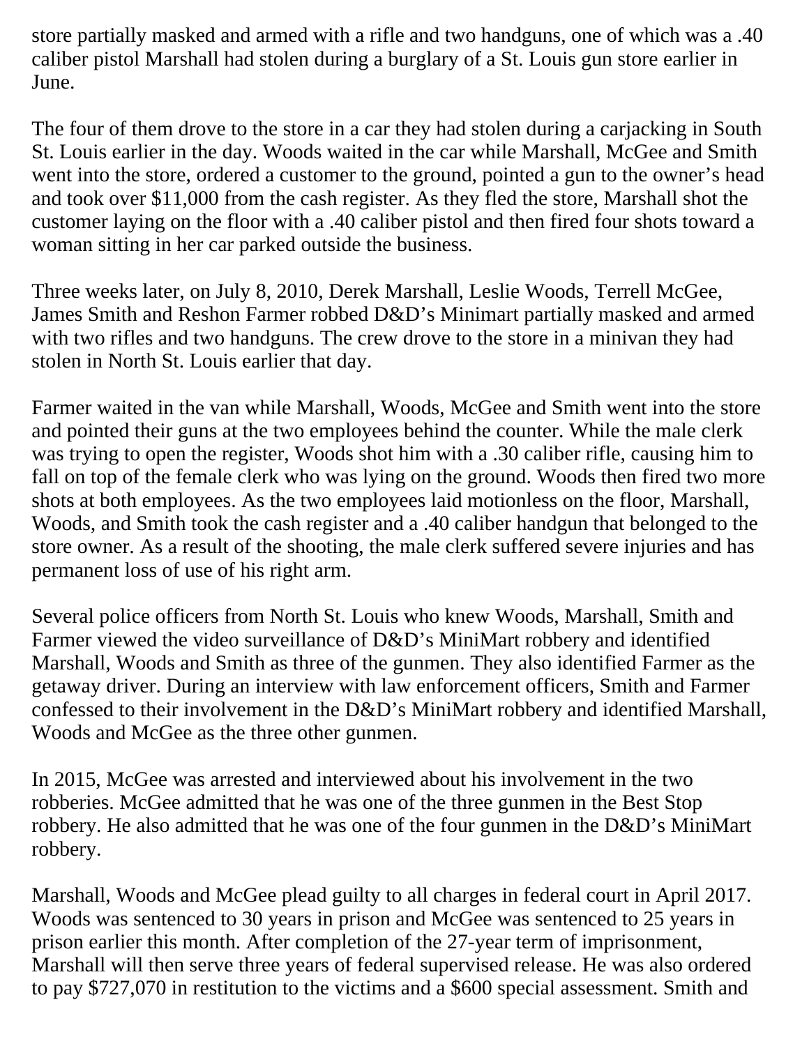store partially masked and armed with a rifle and two handguns, one of which was a .40 caliber pistol Marshall had stolen during a burglary of a St. Louis gun store earlier in June.

The four of them drove to the store in a car they had stolen during a carjacking in South St. Louis earlier in the day. Woods waited in the car while Marshall, McGee and Smith went into the store, ordered a customer to the ground, pointed a gun to the owner's head and took over $11,000 from the cash register. As they fled the store, Marshall shot the customer laying on the floor with a .40 caliber pistol and then fired four shots toward a woman sitting in her car parked outside the business.

Three weeks later, on July 8, 2010, Derek Marshall, Leslie Woods, Terrell McGee, James Smith and Reshon Farmer robbed D&D's Minimart partially masked and armed with two rifles and two handguns. The crew drove to the store in a minivan they had stolen in North St. Louis earlier that day.

Farmer waited in the van while Marshall, Woods, McGee and Smith went into the store and pointed their guns at the two employees behind the counter. While the male clerk was trying to open the register, Woods shot him with a .30 caliber rifle, causing him to fall on top of the female clerk who was lying on the ground. Woods then fired two more shots at both employees. As the two employees laid motionless on the floor, Marshall, Woods, and Smith took the cash register and a .40 caliber handgun that belonged to the store owner. As a result of the shooting, the male clerk suffered severe injuries and has permanent loss of use of his right arm.

Several police officers from North St. Louis who knew Woods, Marshall, Smith and Farmer viewed the video surveillance of D&D's MiniMart robbery and identified Marshall, Woods and Smith as three of the gunmen. They also identified Farmer as the getaway driver. During an interview with law enforcement officers, Smith and Farmer confessed to their involvement in the D&D's MiniMart robbery and identified Marshall, Woods and McGee as the three other gunmen.

In 2015, McGee was arrested and interviewed about his involvement in the two robberies. McGee admitted that he was one of the three gunmen in the Best Stop robbery. He also admitted that he was one of the four gunmen in the D&D's MiniMart robbery.

Marshall, Woods and McGee plead guilty to all charges in federal court in April 2017. Woods was sentenced to 30 years in prison and McGee was sentenced to 25 years in prison earlier this month. After completion of the 27-year term of imprisonment, Marshall will then serve three years of federal supervised release. He was also ordered to pay $727,070 in restitution to the victims and a $600 special assessment. Smith and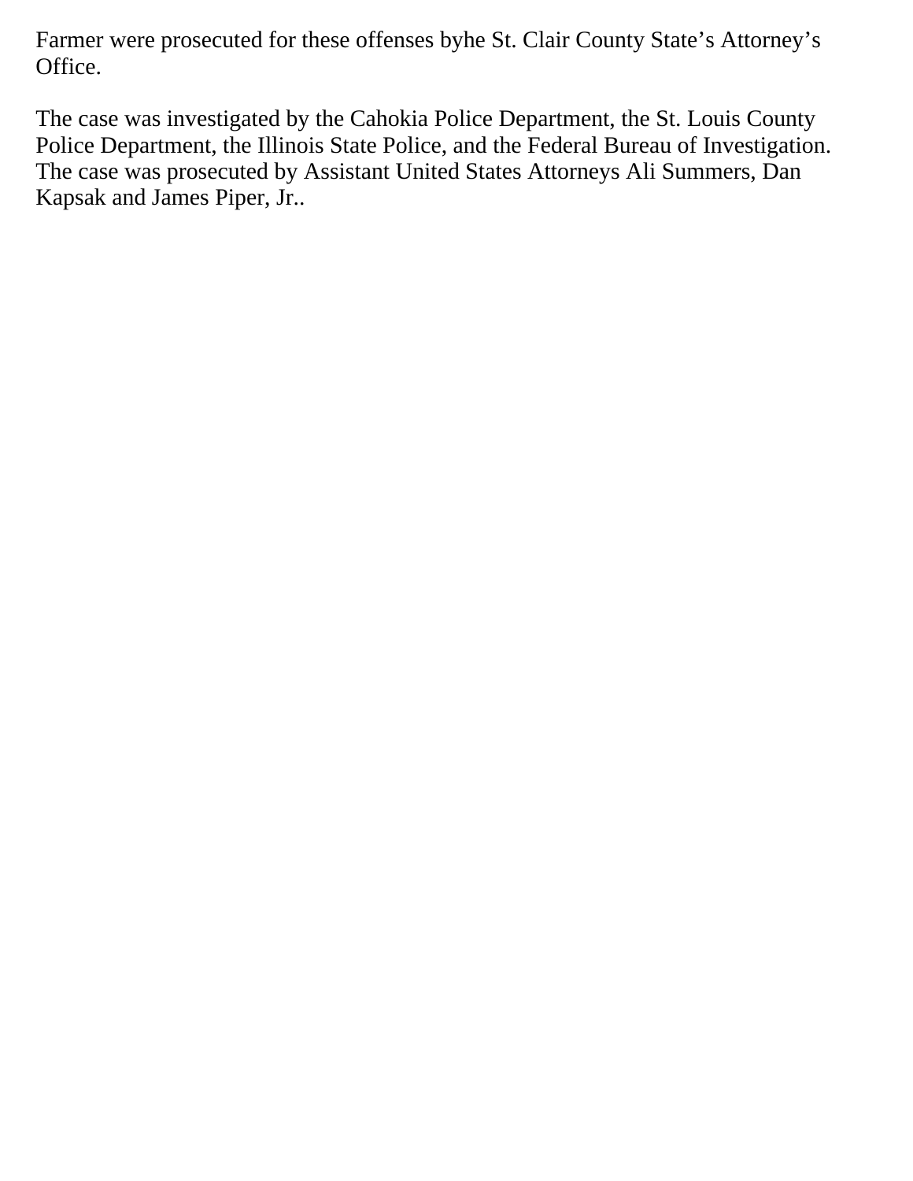Farmer were prosecuted for these offenses byhe St. Clair County State's Attorney's Office.

The case was investigated by the Cahokia Police Department, the St. Louis County Police Department, the Illinois State Police, and the Federal Bureau of Investigation. The case was prosecuted by Assistant United States Attorneys Ali Summers, Dan Kapsak and James Piper, Jr..